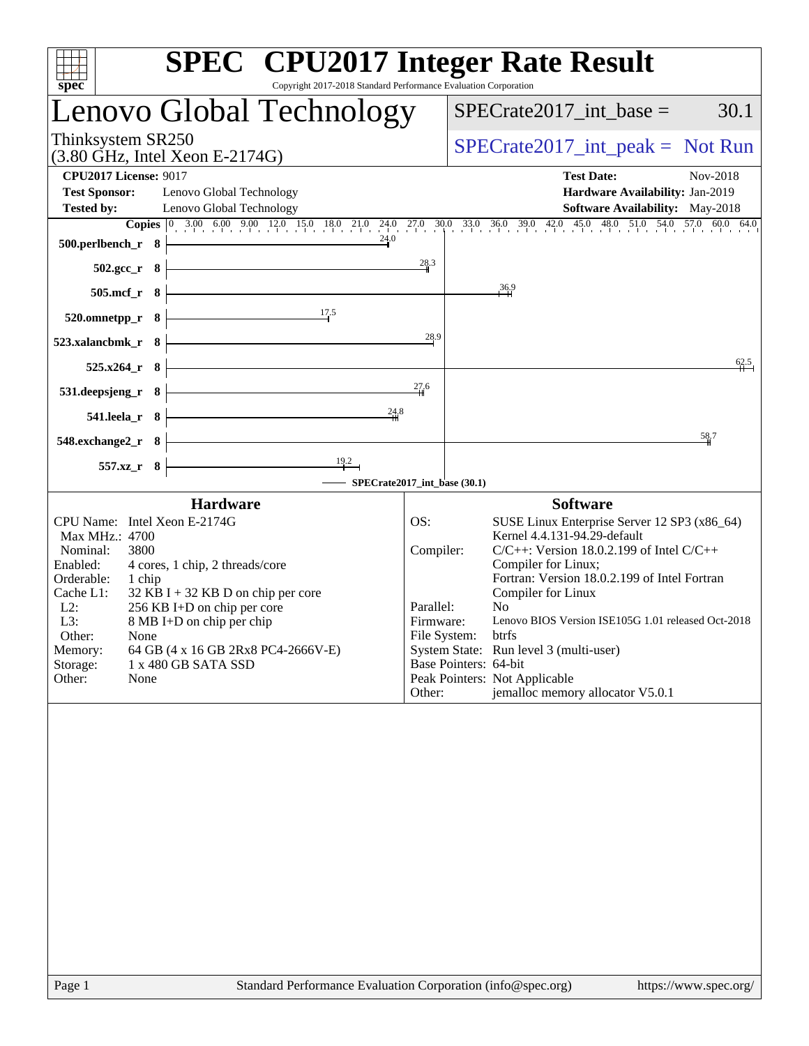# SPEC CPU2017 Integer Rate Result

Copyright 2017-2018 Standard Performance Evaluation Corporation

## Lenovo Global Technology

Thinksystem SR250
(3.80 GHz, Intel Xeon E-2174G)

SPECrate2017_int_base = 30.1

SPECrate2017_int_peak = Not Run

**CPU2017 License:** 9017
**Test Sponsor:** Lenovo Global Technology
**Tested by:** Lenovo Global Technology

**Test Date:** Nov-2018
**Hardware Availability:** Jan-2019
**Software Availability:** May-2018

| Benchmark | Copies | Base |
|---|---|---|
| 500.perlbench_r | 8 | 24.0 |
| 502.gcc_r | 8 | 28.3 |
| 505.mcf_r | 8 | 36.9 |
| 520.omnetpp_r | 8 | 17.5 |
| 523.xalancbmk_r | 8 | 28.9 |
| 525.x264_r | 8 | 62.5 |
| 531.deepsjeng_r | 8 | 27.6 |
| 541.leela_r | 8 | 24.8 |
| 548.exchange2_r | 8 | 58.7 |
| 557.xz_r | 8 | 19.2 |

SPECrate2017_int_base (30.1)

### Hardware

| | |
|---|---|
| CPU Name: | Intel Xeon E-2174G |
| Max MHz.: | 4700 |
| Nominal: | 3800 |
| Enabled: | 4 cores, 1 chip, 2 threads/core |
| Orderable: | 1 chip |
| Cache L1: | 32 KB I + 32 KB D on chip per core |
| L2: | 256 KB I+D on chip per core |
| L3: | 8 MB I+D on chip per chip |
| Other: | None |
| Memory: | 64 GB (4 x 16 GB 2Rx8 PC4-2666V-E) |
| Storage: | 1 x 480 GB SATA SSD |
| Other: | None |

### Software

| | |
|---|---|
| OS: | SUSE Linux Enterprise Server 12 SP3 (x86_64) Kernel 4.4.131-94.29-default |
| Compiler: | C/C++: Version 18.0.2.199 of Intel C/C++ Compiler for Linux; Fortran: Version 18.0.2.199 of Intel Fortran Compiler for Linux |
| Parallel: | No |
| Firmware: | Lenovo BIOS Version ISE105G 1.01 released Oct-2018 |
| File System: | btrfs |
| System State: | Run level 3 (multi-user) |
| Base Pointers: | 64-bit |
| Peak Pointers: | Not Applicable |
| Other: | jemalloc memory allocator V5.0.1 |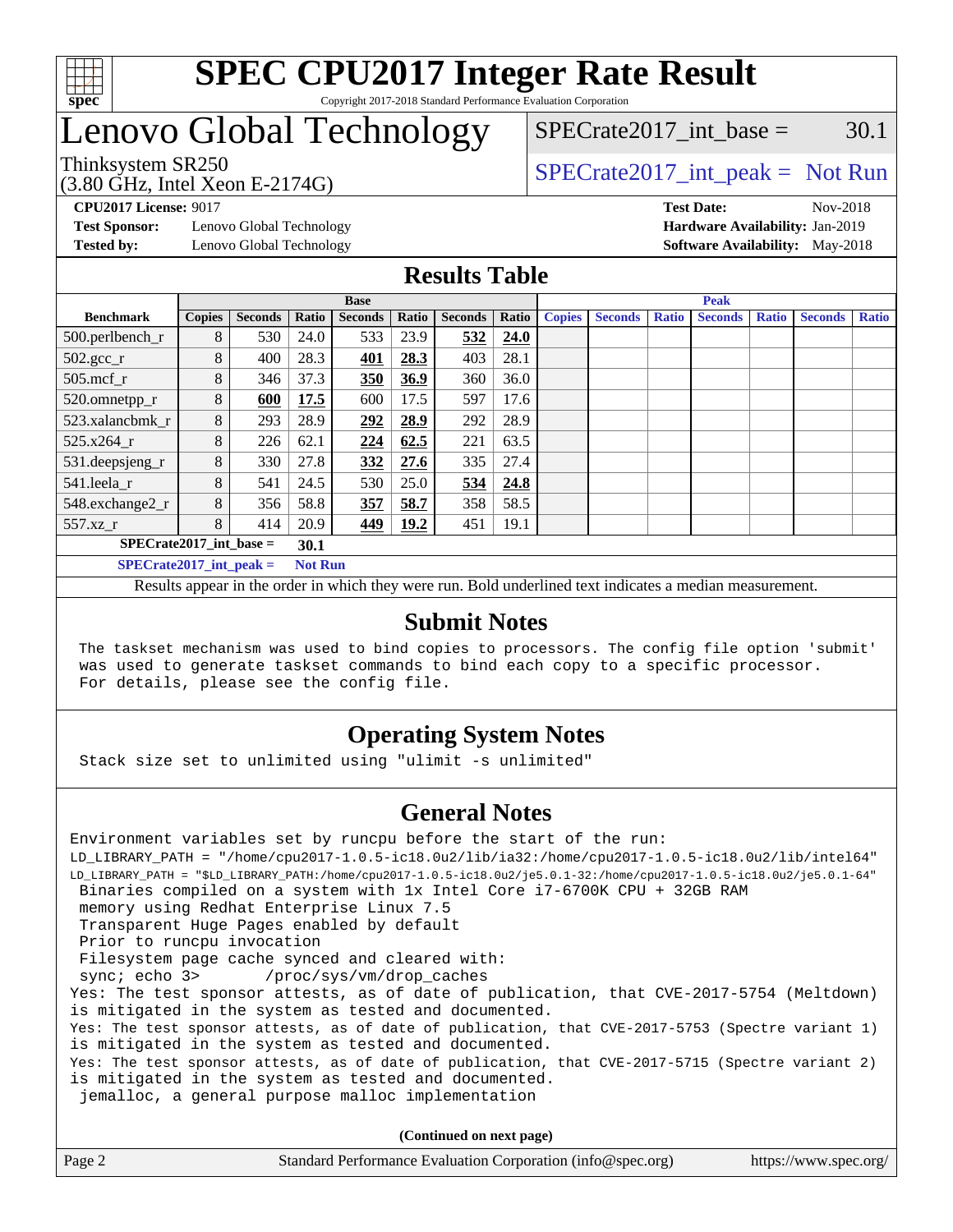# Lenovo Global Technology

Thinksystem SR250
(3.80 GHz, Intel Xeon E-2174G)

SPECrate2017_int_base = 30.1

SPECrate2017_int_peak = Not Run

**CPU2017 License:** 9017
**Test Sponsor:** Lenovo Global Technology
**Tested by:** Lenovo Global Technology

**Test Date:** Nov-2018
**Hardware Availability:** Jan-2019
**Software Availability:** May-2018

## Results Table

| Benchmark | Base | | | | | | | Peak | | | | | | |
|---|---|---|---|---|---|---|---|---|---|---|---|---|---|---|
| | Copies | Seconds | Ratio | Seconds | Ratio | Seconds | Ratio | Copies | Seconds | Ratio | Seconds | Ratio | Seconds | Ratio |
| 500.perlbench_r | 8 | 530 | 24.0 | 533 | 23.9 | **532** | **24.0** | | | | | | | |
| 502.gcc_r | 8 | 400 | 28.3 | **401** | **28.3** | 403 | 28.1 | | | | | | | |
| 505.mcf_r | 8 | 346 | 37.3 | **350** | **36.9** | 360 | 36.0 | | | | | | | |
| 520.omnetpp_r | 8 | **600** | **17.5** | 600 | 17.5 | 597 | 17.6 | | | | | | | |
| 523.xalancbmk_r | 8 | 293 | 28.9 | **292** | **28.9** | 292 | 28.9 | | | | | | | |
| 525.x264_r | 8 | 226 | 62.1 | **224** | **62.5** | 221 | 63.5 | | | | | | | |
| 531.deepsjeng_r | 8 | 330 | 27.8 | **332** | **27.6** | 335 | 27.4 | | | | | | | |
| 541.leela_r | 8 | 541 | 24.5 | 530 | 25.0 | **534** | **24.8** | | | | | | | |
| 548.exchange2_r | 8 | 356 | 58.8 | **357** | **58.7** | 358 | 58.5 | | | | | | | |
| 557.xz_r | 8 | 414 | 20.9 | **449** | **19.2** | 451 | 19.1 | | | | | | | |

**SPECrate2017_int_base = 30.1**

**SPECrate2017_int_peak = Not Run**

Results appear in the order in which they were run. Bold underlined text indicates a median measurement.

## Submit Notes

```
The taskset mechanism was used to bind copies to processors. The config file option 'submit'
was used to generate taskset commands to bind each copy to a specific processor.
For details, please see the config file.
```

## Operating System Notes

```
Stack size set to unlimited using "ulimit -s unlimited"
```

## General Notes

```
Environment variables set by runcpu before the start of the run:
LD_LIBRARY_PATH = "/home/cpu2017-1.0.5-ic18.0u2/lib/ia32:/home/cpu2017-1.0.5-ic18.0u2/lib/intel64"
LD_LIBRARY_PATH = "$LD_LIBRARY_PATH:/home/cpu2017-1.0.5-ic18.0u2/je5.0.1-32:/home/cpu2017-1.0.5-ic18.0u2/je5.0.1-64"
 Binaries compiled on a system with 1x Intel Core i7-6700K CPU + 32GB RAM
 memory using Redhat Enterprise Linux 7.5
 Transparent Huge Pages enabled by default
 Prior to runcpu invocation
 Filesystem page cache synced and cleared with:
 sync; echo 3>       /proc/sys/vm/drop_caches
Yes: The test sponsor attests, as of date of publication, that CVE-2017-5754 (Meltdown)
is mitigated in the system as tested and documented.
Yes: The test sponsor attests, as of date of publication, that CVE-2017-5753 (Spectre variant 1)
is mitigated in the system as tested and documented.
Yes: The test sponsor attests, as of date of publication, that CVE-2017-5715 (Spectre variant 2)
is mitigated in the system as tested and documented.
 jemalloc, a general purpose malloc implementation
```

**(Continued on next page)**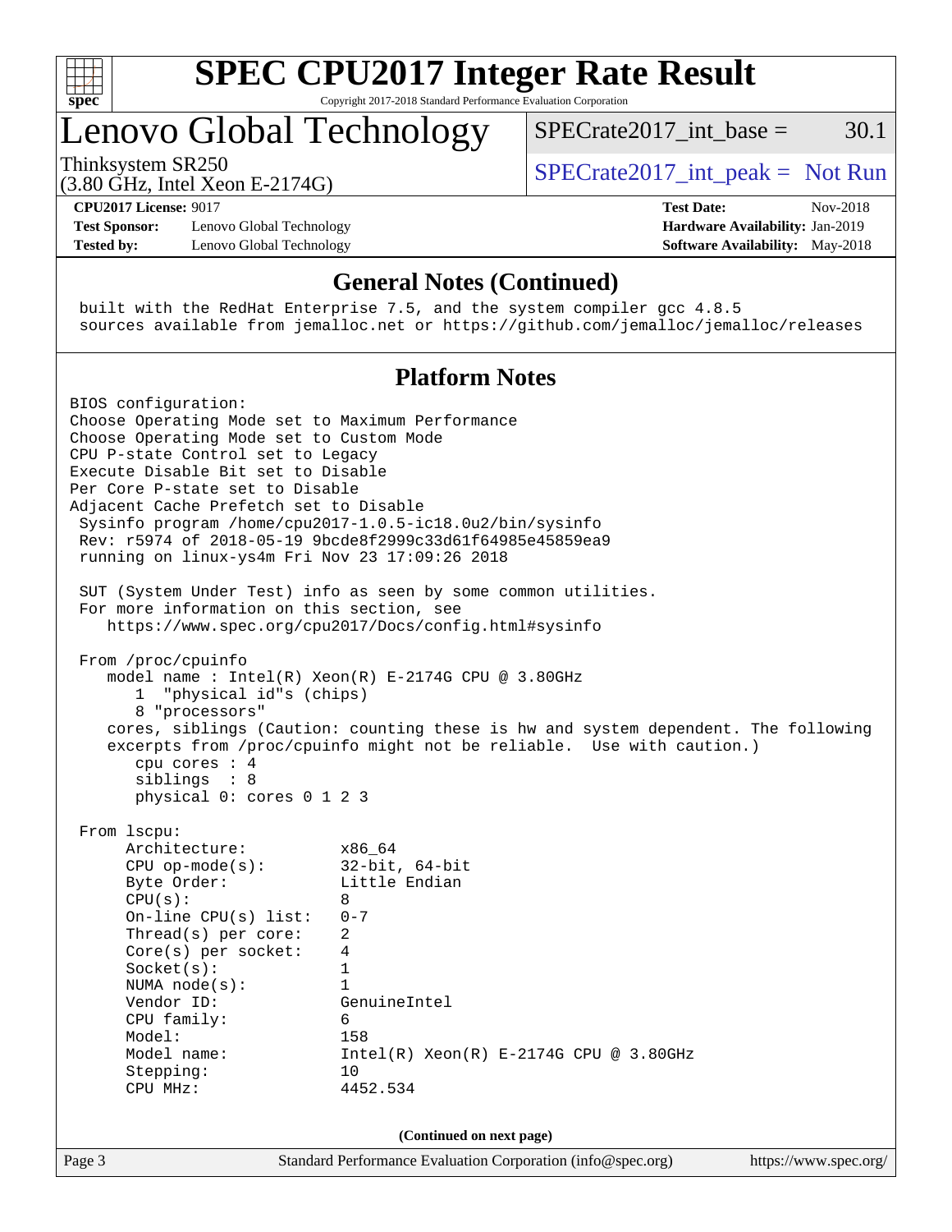# SPEC CPU2017 Integer Rate Result

Copyright 2017-2018 Standard Performance Evaluation Corporation

## Lenovo Global Technology

Thinksystem SR250
(3.80 GHz, Intel Xeon E-2174G)

SPECrate2017_int_base = 30.1

SPECrate2017_int_peak = Not Run

**CPU2017 License:** 9017
**Test Sponsor:** Lenovo Global Technology
**Tested by:** Lenovo Global Technology

**Test Date:** Nov-2018
**Hardware Availability:** Jan-2019
**Software Availability:** May-2018

### General Notes (Continued)

```
 built with the RedHat Enterprise 7.5, and the system compiler gcc 4.8.5
 sources available from jemalloc.net or https://github.com/jemalloc/jemalloc/releases
```

### Platform Notes

```
BIOS configuration:
Choose Operating Mode set to Maximum Performance
Choose Operating Mode set to Custom Mode
CPU P-state Control set to Legacy
Execute Disable Bit set to Disable
Per Core P-state set to Disable
Adjacent Cache Prefetch set to Disable
 Sysinfo program /home/cpu2017-1.0.5-ic18.0u2/bin/sysinfo
 Rev: r5974 of 2018-05-19 9bcde8f2999c33d61f64985e45859ea9
 running on linux-ys4m Fri Nov 23 17:09:26 2018

 SUT (System Under Test) info as seen by some common utilities.
 For more information on this section, see
    https://www.spec.org/cpu2017/Docs/config.html#sysinfo

 From /proc/cpuinfo
    model name : Intel(R) Xeon(R) E-2174G CPU @ 3.80GHz
       1  "physical id"s (chips)
       8 "processors"
    cores, siblings (Caution: counting these is hw and system dependent. The following
    excerpts from /proc/cpuinfo might not be reliable.  Use with caution.)
       cpu cores : 4
       siblings  : 8
       physical 0: cores 0 1 2 3

 From lscpu:
      Architecture:          x86_64
      CPU op-mode(s):        32-bit, 64-bit
      Byte Order:            Little Endian
      CPU(s):                8
      On-line CPU(s) list:   0-7
      Thread(s) per core:    2
      Core(s) per socket:    4
      Socket(s):             1
      NUMA node(s):          1
      Vendor ID:             GenuineIntel
      CPU family:            6
      Model:                 158
      Model name:            Intel(R) Xeon(R) E-2174G CPU @ 3.80GHz
      Stepping:              10
      CPU MHz:               4452.534
```

(Continued on next page)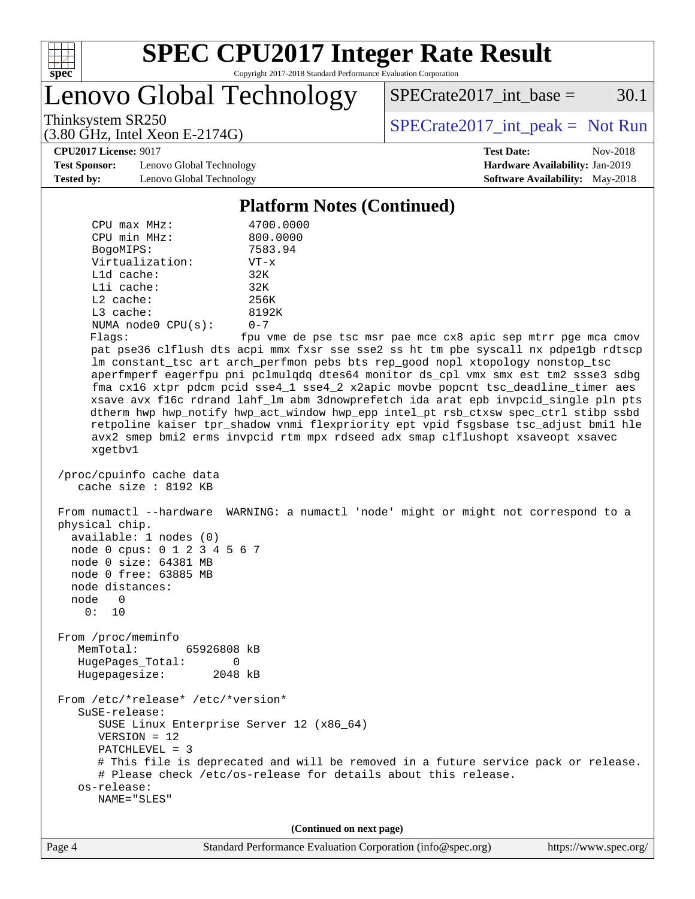## Platform Notes (Continued)

```
    CPU max MHz:            4700.0000
    CPU min MHz:            800.0000
    BogoMIPS:               7583.94
    Virtualization:         VT-x
    L1d cache:              32K
    L1i cache:              32K
    L2 cache:               256K
    L3 cache:               8192K
    NUMA node0 CPU(s):      0-7
    Flags:                  fpu vme de pse tsc msr pae mce cx8 apic sep mtrr pge mca cmov
    pat pse36 clflush dts acpi mmx fxsr sse sse2 ss ht tm pbe syscall nx pdpe1gb rdtscp
    lm constant_tsc art arch_perfmon pebs bts rep_good nopl xtopology nonstop_tsc
    aperfmperf eagerfpu pni pclmulqdq dtes64 monitor ds_cpl vmx smx est tm2 ssse3 sdbg
    fma cx16 xtpr pdcm pcid sse4_1 sse4_2 x2apic movbe popcnt tsc_deadline_timer aes
    xsave avx f16c rdrand lahf_lm abm 3dnowprefetch ida arat epb invpcid_single pln pts
    dtherm hwp hwp_notify hwp_act_window hwp_epp intel_pt rsb_ctxsw spec_ctrl stibp ssbd
    retpoline kaiser tpr_shadow vnmi flexpriority ept vpid fsgsbase tsc_adjust bmi1 hle
    avx2 smep bmi2 erms invpcid rtm mpx rdseed adx smap clflushopt xsaveopt xsavec
    xgetbv1

 /proc/cpuinfo cache data
    cache size : 8192 KB

 From numactl --hardware  WARNING: a numactl 'node' might or might not correspond to a
 physical chip.
   available: 1 nodes (0)
   node 0 cpus: 0 1 2 3 4 5 6 7
   node 0 size: 64381 MB
   node 0 free: 63885 MB
   node distances:
   node   0
     0:  10

 From /proc/meminfo
    MemTotal:       65926808 kB
    HugePages_Total:       0
    Hugepagesize:       2048 kB

 From /etc/*release* /etc/*version*
    SuSE-release:
       SUSE Linux Enterprise Server 12 (x86_64)
       VERSION = 12
       PATCHLEVEL = 3
       # This file is deprecated and will be removed in a future service pack or release.
       # Please check /etc/os-release for details about this release.
    os-release:
       NAME="SLES"
```

(Continued on next page)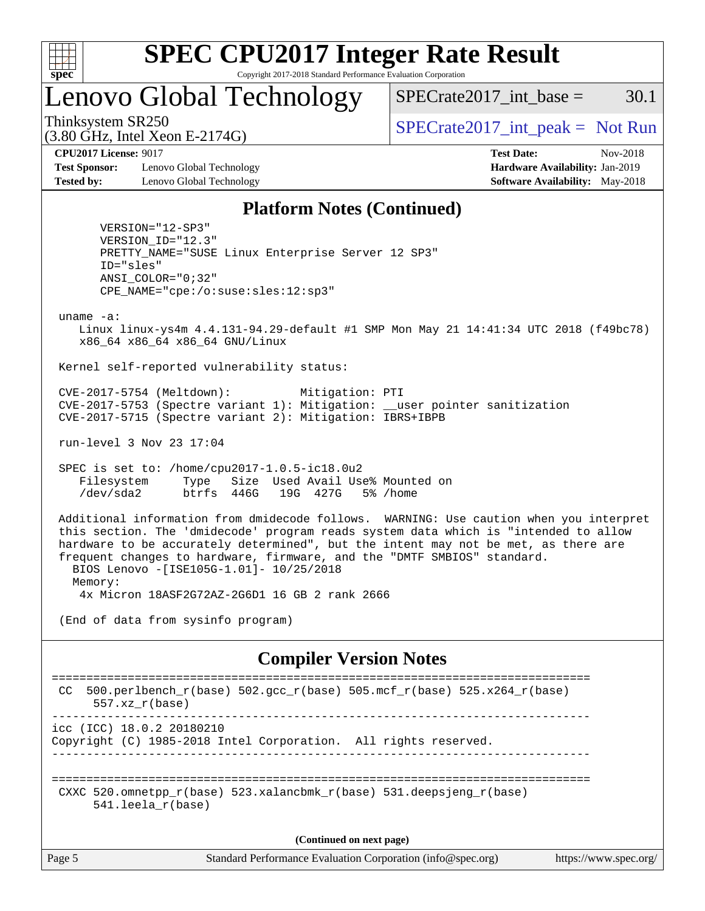# SPEC CPU2017 Integer Rate Result

Copyright 2017-2018 Standard Performance Evaluation Corporation

## Lenovo Global Technology

Thinksystem SR250
(3.80 GHz, Intel Xeon E-2174G)

SPECrate2017_int_base = 30.1

SPECrate2017_int_peak = Not Run

**CPU2017 License:** 9017
**Test Sponsor:** Lenovo Global Technology
**Tested by:** Lenovo Global Technology

**Test Date:** Nov-2018
**Hardware Availability:** Jan-2019
**Software Availability:** May-2018

### Platform Notes (Continued)

```
      VERSION="12-SP3"
      VERSION_ID="12.3"
      PRETTY_NAME="SUSE Linux Enterprise Server 12 SP3"
      ID="sles"
      ANSI_COLOR="0;32"
      CPE_NAME="cpe:/o:suse:sles:12:sp3"

 uname -a:
    Linux linux-ys4m 4.4.131-94.29-default #1 SMP Mon May 21 14:41:34 UTC 2018 (f49bc78)
    x86_64 x86_64 x86_64 GNU/Linux

 Kernel self-reported vulnerability status:

 CVE-2017-5754 (Meltdown):          Mitigation: PTI
 CVE-2017-5753 (Spectre variant 1): Mitigation: __user pointer sanitization
 CVE-2017-5715 (Spectre variant 2): Mitigation: IBRS+IBPB

 run-level 3 Nov 23 17:04

 SPEC is set to: /home/cpu2017-1.0.5-ic18.0u2
    Filesystem     Type   Size  Used Avail Use% Mounted on
    /dev/sda2      btrfs  446G   19G  427G   5% /home

 Additional information from dmidecode follows.  WARNING: Use caution when you interpret
 this section. The 'dmidecode' program reads system data which is "intended to allow
 hardware to be accurately determined", but the intent may not be met, as there are
 frequent changes to hardware, firmware, and the "DMTF SMBIOS" standard.
   BIOS Lenovo -[ISE105G-1.01]- 10/25/2018
   Memory:
    4x Micron 18ASF2G72AZ-2G6D1 16 GB 2 rank 2666

 (End of data from sysinfo program)
```

### Compiler Version Notes

```
==============================================================================
 CC  500.perlbench_r(base) 502.gcc_r(base) 505.mcf_r(base) 525.x264_r(base)
      557.xz_r(base)
------------------------------------------------------------------------------
icc (ICC) 18.0.2 20180210
Copyright (C) 1985-2018 Intel Corporation.  All rights reserved.
------------------------------------------------------------------------------

==============================================================================
 CXXC 520.omnetpp_r(base) 523.xalancbmk_r(base) 531.deepsjeng_r(base)
      541.leela_r(base)
```

(Continued on next page)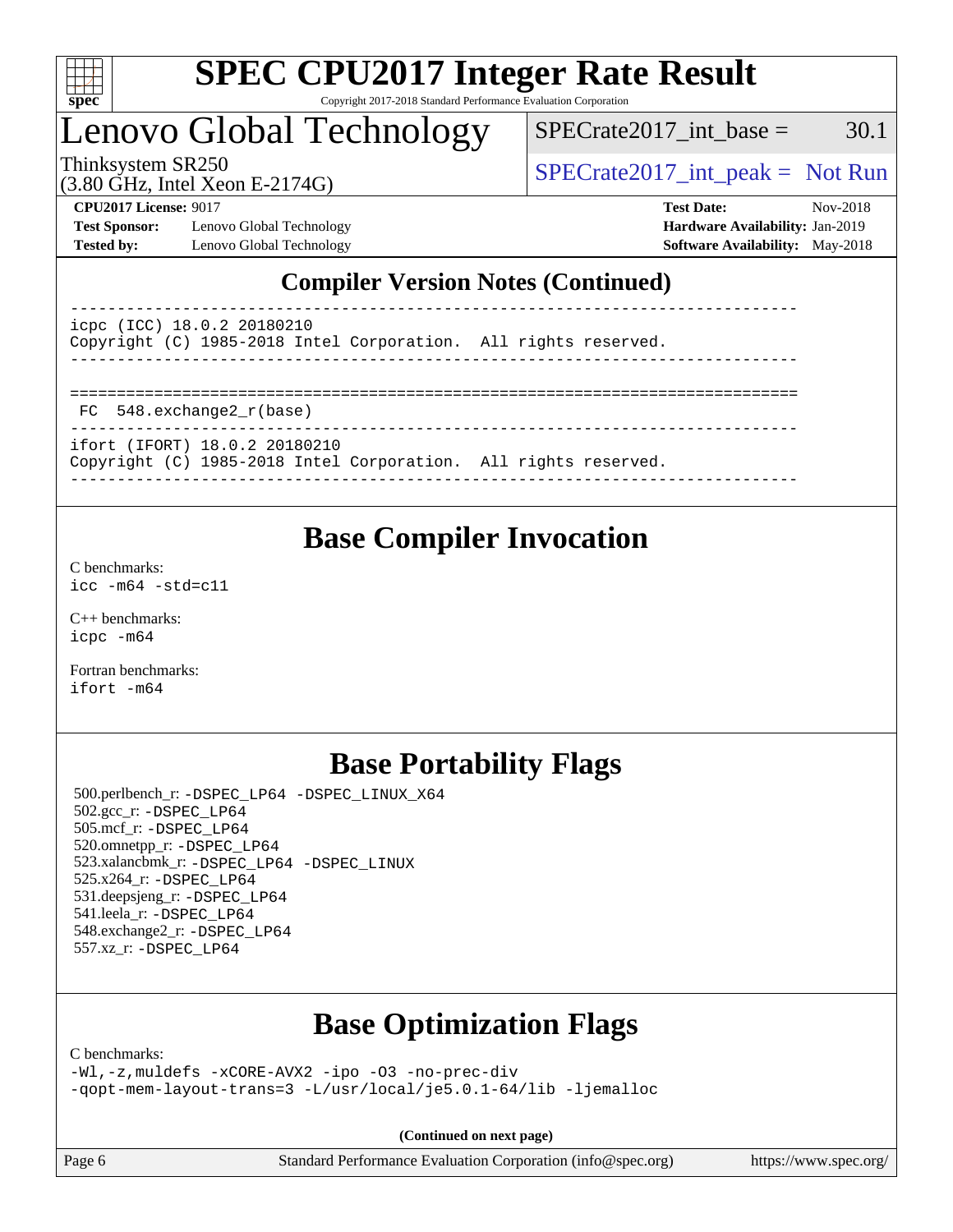## Compiler Version Notes (Continued)

```
------------------------------------------------------------------------------
icpc (ICC) 18.0.2 20180210
Copyright (C) 1985-2018 Intel Corporation.  All rights reserved.
------------------------------------------------------------------------------

==============================================================================
 FC  548.exchange2_r(base)
------------------------------------------------------------------------------
ifort (IFORT) 18.0.2 20180210
Copyright (C) 1985-2018 Intel Corporation.  All rights reserved.
------------------------------------------------------------------------------
```

## Base Compiler Invocation

C benchmarks:
`icc -m64 -std=c11`

C++ benchmarks:
`icpc -m64`

Fortran benchmarks:
`ifort -m64`

## Base Portability Flags

500.perlbench_r: -DSPEC_LP64 -DSPEC_LINUX_X64
502.gcc_r: -DSPEC_LP64
505.mcf_r: -DSPEC_LP64
520.omnetpp_r: -DSPEC_LP64
523.xalancbmk_r: -DSPEC_LP64 -DSPEC_LINUX
525.x264_r: -DSPEC_LP64
531.deepsjeng_r: -DSPEC_LP64
541.leela_r: -DSPEC_LP64
548.exchange2_r: -DSPEC_LP64
557.xz_r: -DSPEC_LP64

## Base Optimization Flags

C benchmarks:
```
-Wl,-z,muldefs -xCORE-AVX2 -ipo -O3 -no-prec-div
-qopt-mem-layout-trans=3 -L/usr/local/je5.0.1-64/lib -ljemalloc
```

**(Continued on next page)**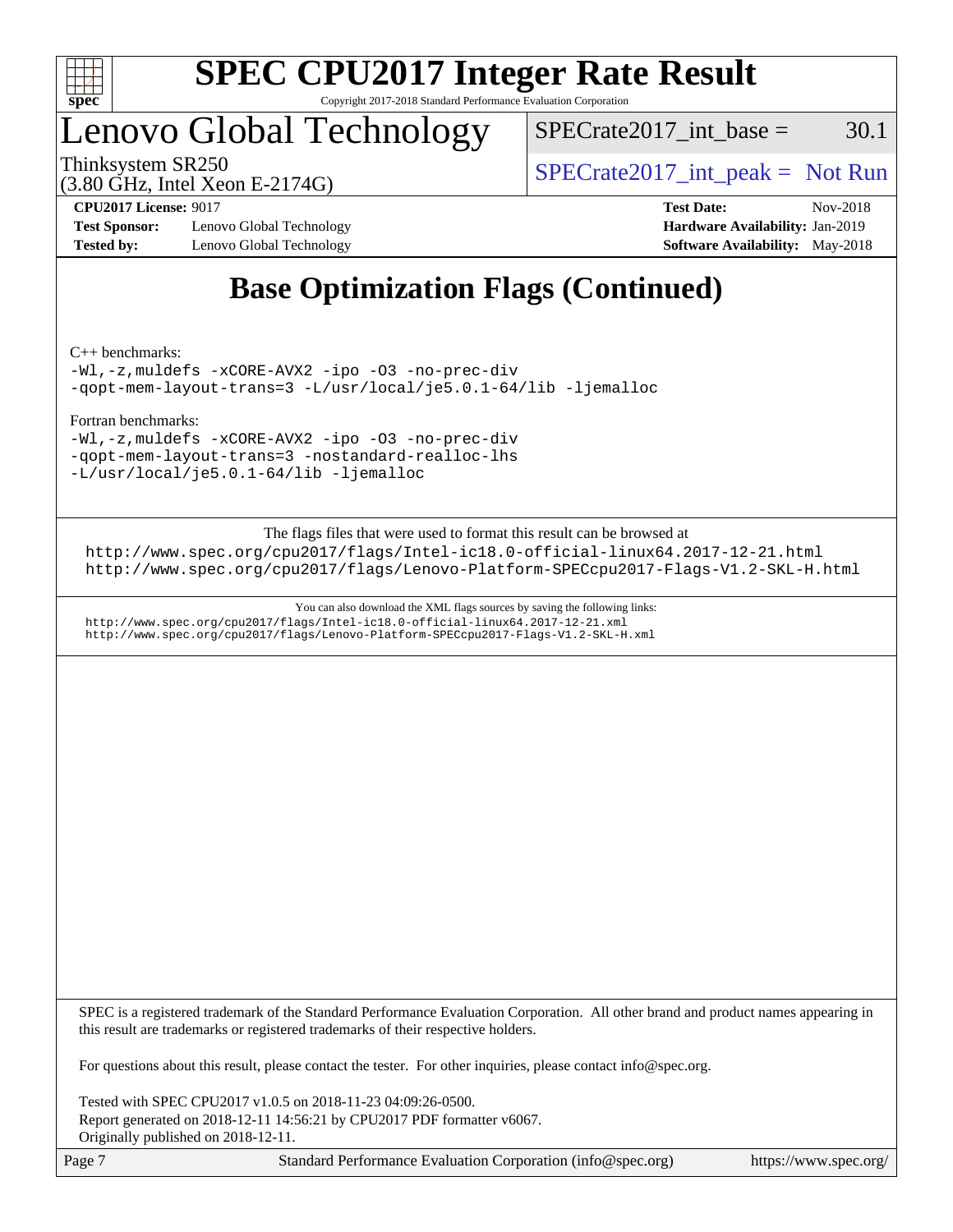# SPEC CPU2017 Integer Rate Result

Copyright 2017-2018 Standard Performance Evaluation Corporation

# Lenovo Global Technology

Thinksystem SR250
(3.80 GHz, Intel Xeon E-2174G)

SPECrate2017_int_base = 30.1

SPECrate2017_int_peak = Not Run

**CPU2017 License:** 9017
**Test Sponsor:** Lenovo Global Technology
**Tested by:** Lenovo Global Technology

**Test Date:** Nov-2018
**Hardware Availability:** Jan-2019
**Software Availability:** May-2018

## Base Optimization Flags (Continued)

C++ benchmarks:

```
-Wl,-z,muldefs -xCORE-AVX2 -ipo -O3 -no-prec-div
-qopt-mem-layout-trans=3 -L/usr/local/je5.0.1-64/lib -ljemalloc
```

Fortran benchmarks:

```
-Wl,-z,muldefs -xCORE-AVX2 -ipo -O3 -no-prec-div
-qopt-mem-layout-trans=3 -nostandard-realloc-lhs
-L/usr/local/je5.0.1-64/lib -ljemalloc
```

The flags files that were used to format this result can be browsed at

http://www.spec.org/cpu2017/flags/Intel-ic18.0-official-linux64.2017-12-21.html
http://www.spec.org/cpu2017/flags/Lenovo-Platform-SPECcpu2017-Flags-V1.2-SKL-H.html

You can also download the XML flags sources by saving the following links:

http://www.spec.org/cpu2017/flags/Intel-ic18.0-official-linux64.2017-12-21.xml
http://www.spec.org/cpu2017/flags/Lenovo-Platform-SPECcpu2017-Flags-V1.2-SKL-H.xml

SPEC is a registered trademark of the Standard Performance Evaluation Corporation. All other brand and product names appearing in this result are trademarks or registered trademarks of their respective holders.

For questions about this result, please contact the tester. For other inquiries, please contact info@spec.org.

Tested with SPEC CPU2017 v1.0.5 on 2018-11-23 04:09:26-0500.
Report generated on 2018-12-11 14:56:21 by CPU2017 PDF formatter v6067.
Originally published on 2018-12-11.